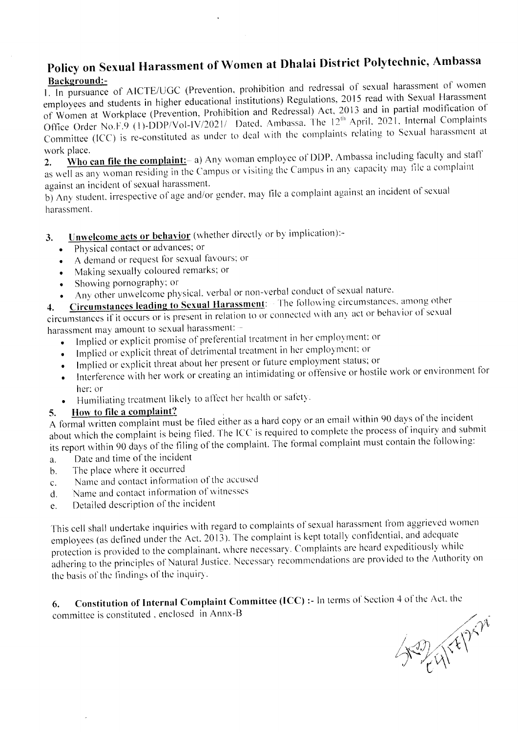# Policy on Sexual Harassment of Women at Dhalai District Polytechnic, Ambassa

**Background:-**

1. In pursuance of AICTE/UGC (Prevention, prohibition and redressal of sexual harassment of women employees and students in higher educational institutions) Regulations, 2015 read with Sexual Harassment of Women at Workplace (Prevention, Prohibition and Redressal) Act, 2013 and in partial modification of Office Order No.F.9 (1)-DDP/Vol-IV/2021/ Dated, Ambassa. The 12th April, 2021, Internal Complaints Committee (ICC) is re-constituted as under to deal with the complaints relating to Sexual harassment at work place.

2. **Who can file the complaint:**– a) Any woman employee of DDP, Ambassa including faculty and staff as well as any woman residing in the Campus or visiting the Campus in any capacity may file a complaint against an incident of sexual harassment.

b) Any student, irrespective of age and/or gender, may file a complaint against an incident of sexual harassment.

3. **Unwelcome acts or behavior** (whether directly or by implication):-
   - Physical contact or advances; or
   - A demand or request for sexual favours; or
   - Making sexually coloured remarks; or
   - Showing pornography; or
   - Any other unwelcome physical, verbal or non-verbal conduct of sexual nature.

4. **Circumstances leading to Sexual Harassment**: – The following circumstances, among other circumstances if it occurs or is present in relation to or connected with any act or behavior of sexual harassment may amount to sexual harassment: –
   - Implied or explicit promise of preferential treatment in her employment; or
   - Implied or explicit threat of detrimental treatment in her employment; or
   - Implied or explicit threat about her present or future employment status; or
   - Interference with her work or creating an intimidating or offensive or hostile work or environment for her; or
   - Humiliating treatment likely to affect her health or safety.

5. **How to file a complaint?**

A formal written complaint must be filed either as a hard copy or an email within 90 days of the incident about which the complaint is being filed. The ICC is required to complete the process of inquiry and submit its report within 90 days of the filing of the complaint. The formal complaint must contain the following:

a. Date and time of the incident
b. The place where it occurred
c. Name and contact information of the accused
d. Name and contact information of witnesses
e. Detailed description of the incident

This cell shall undertake inquiries with regard to complaints of sexual harassment from aggrieved women employees (as defined under the Act, 2013). The complaint is kept totally confidential, and adequate protection is provided to the complainant, where necessary. Complaints are heard expeditiously while adhering to the principles of Natural Justice. Necessary recommendations are provided to the Authority on the basis of the findings of the inquiry.

6. **Constitution of Internal Complaint Committee (ICC) :-** In terms of Section 4 of the Act, the committee is constituted , enclosed in Annx-B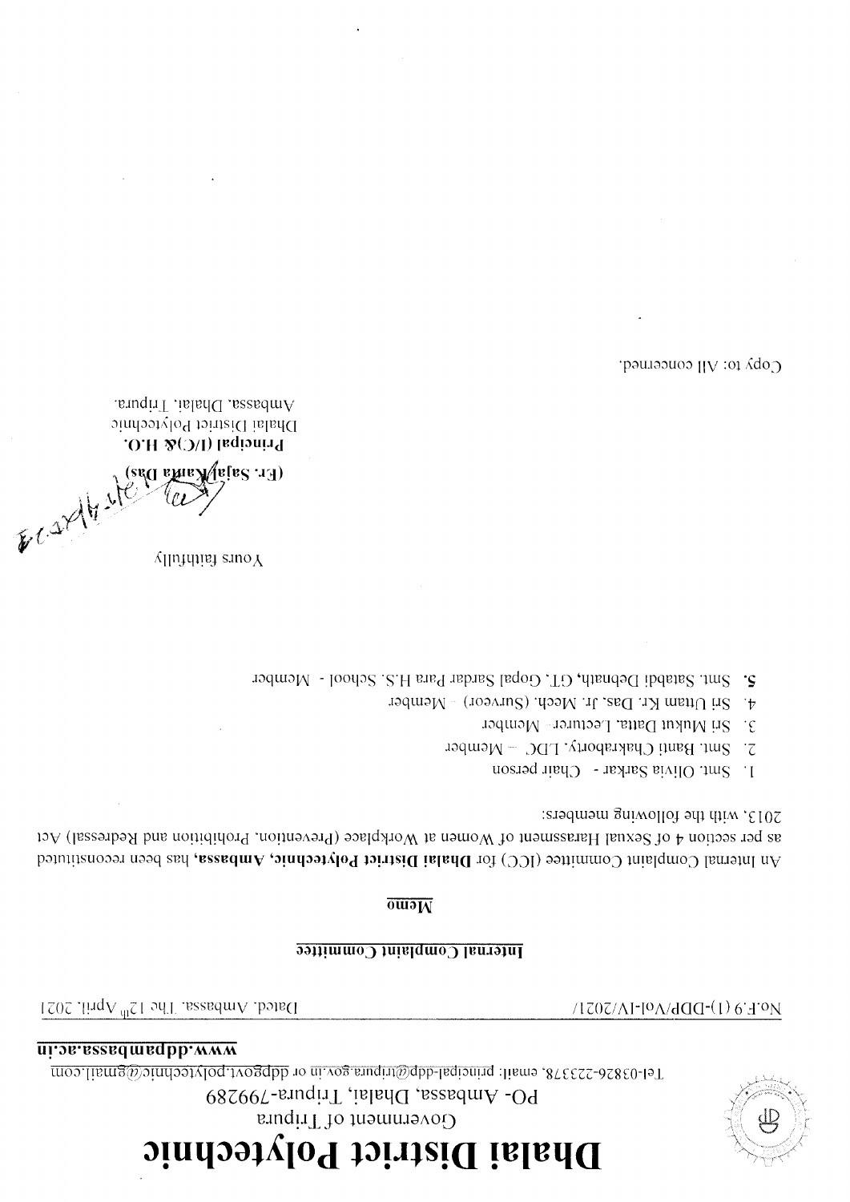# Dhalai District Polytechnic

Government of Tripura

PO- Ambassa, Dhalai, Tripura-799289

Tel-03826-223378, email: principal-ddp@tripura.gov.in or ddpgovt.polytechnic@gmail.com

**www.ddpambassa.ac.in**

No.F.9 (1)-DDP/Vol-IV/2021/ Dated, Ambassa, The 12th April, 2021

**Internal Complaint Committee**

**Memo**

An Internal Complaint Committee (ICC) for **Dhalai District Polytechnic, Ambassa,** has been reconstituted as per section 4 of Sexual Harassment of Women at Workplace (Prevention, Prohibition and Redressal) Act 2013, with the following members:

1. Smt. Olivia Sarkar - Chair person
2. Smt. Banti Chakraborty, LDC – Member
3. Sri Mukut Datta, Lecturer- Member
4. Sri Uttam Kr. Das, Jr. Mech. (Surveor) - Member
5. Smt. Satabdi Debnath, GT, Gopal Sardar Para H.S. School - Member

Yours faithfully

(Er. Sajal Kanta Das)

**Principal (I/C)& H.O.**

Dhalai District Polytechnic

Ambassa, Dhalai, Tripura.

Copy to: All concerned.